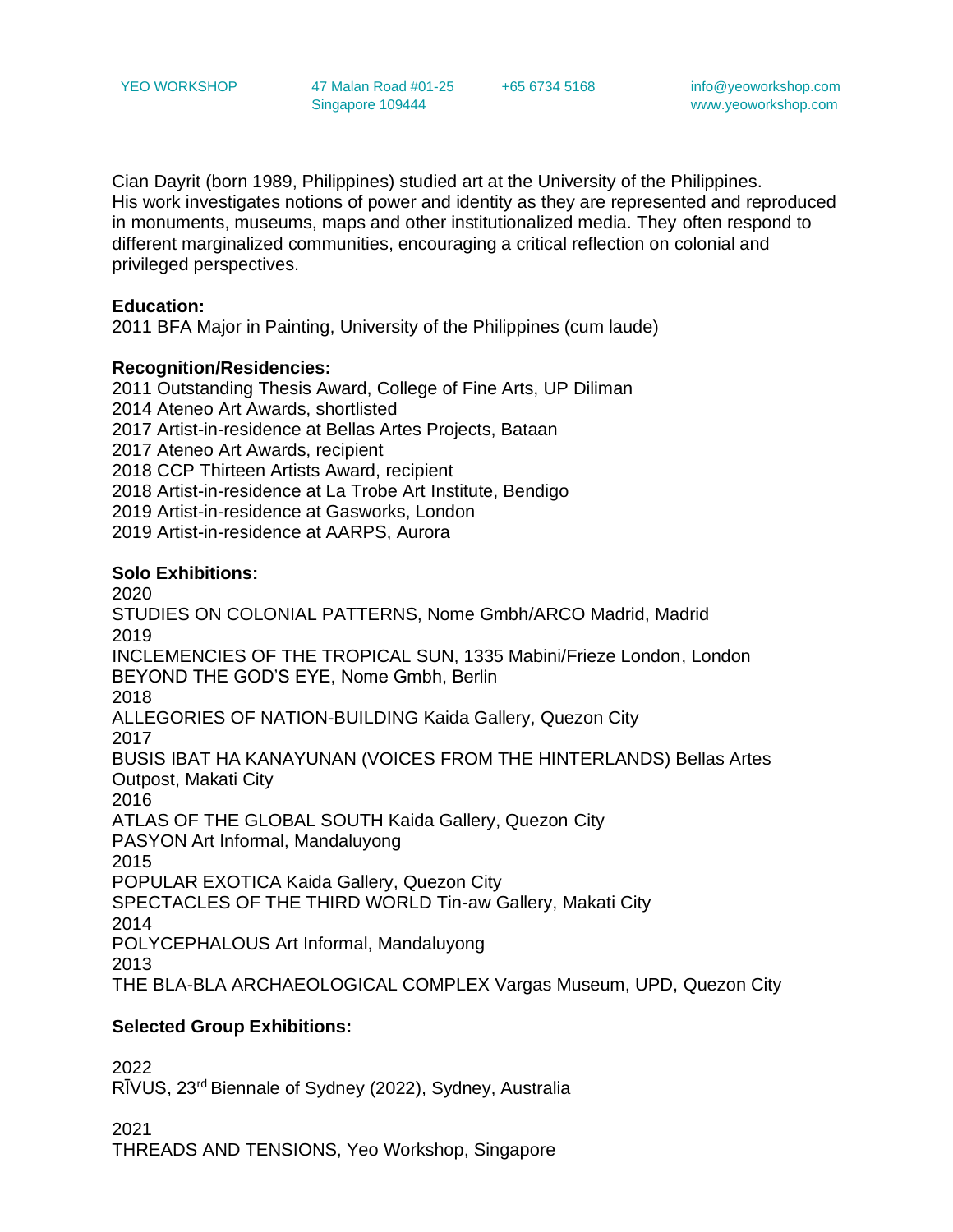YEO WORKSHOP 47 Malan Road #01-25 Singapore 109444 +65 6734 5168 info@yeoworkshop.com www.yeoworkshop.com

Cian Dayrit (born 1989, Philippines) studied art at the University of the Philippines. His work investigates notions of power and identity as they are represented and reproduced in monuments, museums, maps and other institutionalized media. They often respond to different marginalized communities, encouraging a critical reflection on colonial and privileged perspectives.

**Education:**
2011 BFA Major in Painting, University of the Philippines (cum laude)

**Recognition/Residencies:**
2011 Outstanding Thesis Award, College of Fine Arts, UP Diliman
2014 Ateneo Art Awards, shortlisted
2017 Artist-in-residence at Bellas Artes Projects, Bataan
2017 Ateneo Art Awards, recipient
2018 CCP Thirteen Artists Award, recipient
2018 Artist-in-residence at La Trobe Art Institute, Bendigo
2019 Artist-in-residence at Gasworks, London
2019 Artist-in-residence at AARPS, Aurora

**Solo Exhibitions:**
2020
STUDIES ON COLONIAL PATTERNS, Nome Gmbh/ARCO Madrid, Madrid
2019
INCLEMENCIES OF THE TROPICAL SUN, 1335 Mabini/Frieze London, London
BEYOND THE GOD'S EYE, Nome Gmbh, Berlin
2018
ALLEGORIES OF NATION-BUILDING Kaida Gallery, Quezon City
2017
BUSIS IBAT HA KANAYUNAN (VOICES FROM THE HINTERLANDS) Bellas Artes Outpost, Makati City
2016
ATLAS OF THE GLOBAL SOUTH Kaida Gallery, Quezon City
PASYON Art Informal, Mandaluyong
2015
POPULAR EXOTICA Kaida Gallery, Quezon City
SPECTACLES OF THE THIRD WORLD Tin-aw Gallery, Makati City
2014
POLYCEPHALOUS Art Informal, Mandaluyong
2013
THE BLA-BLA ARCHAEOLOGICAL COMPLEX Vargas Museum, UPD, Quezon City

**Selected Group Exhibitions:**

2022
RĪVUS, 23rd Biennale of Sydney (2022), Sydney, Australia

2021
THREADS AND TENSIONS, Yeo Workshop, Singapore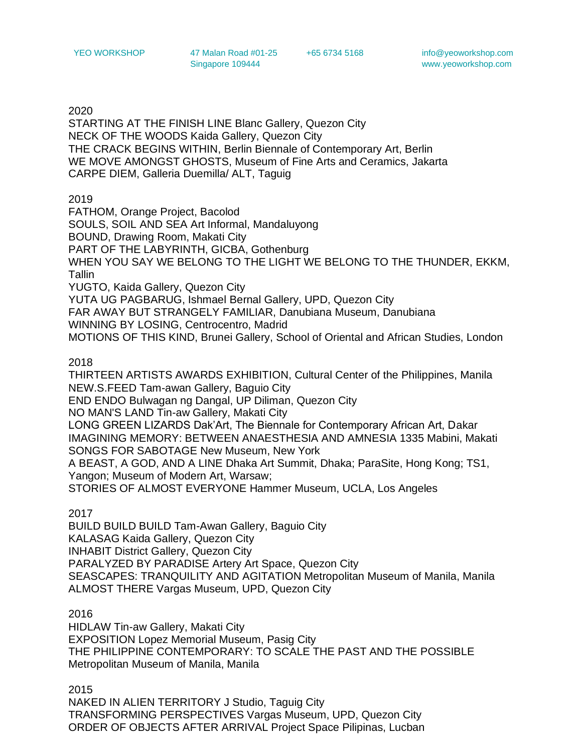2020

STARTING AT THE FINISH LINE Blanc Gallery, Quezon City
NECK OF THE WOODS Kaida Gallery, Quezon City
THE CRACK BEGINS WITHIN, Berlin Biennale of Contemporary Art, Berlin
WE MOVE AMONGST GHOSTS, Museum of Fine Arts and Ceramics, Jakarta
CARPE DIEM, Galleria Duemilla/ ALT, Taguig

2019

FATHOM, Orange Project, Bacolod
SOULS, SOIL AND SEA Art Informal, Mandaluyong
BOUND, Drawing Room, Makati City
PART OF THE LABYRINTH, GICBA, Gothenburg
WHEN YOU SAY WE BELONG TO THE LIGHT WE BELONG TO THE THUNDER, EKKM, Tallin
YUGTO, Kaida Gallery, Quezon City
YUTA UG PAGBARUG, Ishmael Bernal Gallery, UPD, Quezon City
FAR AWAY BUT STRANGELY FAMILIAR, Danubiana Museum, Danubiana
WINNING BY LOSING, Centrocentro, Madrid
MOTIONS OF THIS KIND, Brunei Gallery, School of Oriental and African Studies, London

2018

THIRTEEN ARTISTS AWARDS EXHIBITION, Cultural Center of the Philippines, Manila
NEW.S.FEED Tam-awan Gallery, Baguio City
END ENDO Bulwagan ng Dangal, UP Diliman, Quezon City
NO MAN'S LAND Tin-aw Gallery, Makati City
LONG GREEN LIZARDS Dak'Art, The Biennale for Contemporary African Art, Dakar
IMAGINING MEMORY: BETWEEN ANAESTHESIA AND AMNESIA 1335 Mabini, Makati
SONGS FOR SABOTAGE New Museum, New York
A BEAST, A GOD, AND A LINE Dhaka Art Summit, Dhaka; ParaSite, Hong Kong; TS1, Yangon; Museum of Modern Art, Warsaw;
STORIES OF ALMOST EVERYONE Hammer Museum, UCLA, Los Angeles

2017

BUILD BUILD BUILD Tam-Awan Gallery, Baguio City
KALASAG Kaida Gallery, Quezon City
INHABIT District Gallery, Quezon City
PARALYZED BY PARADISE Artery Art Space, Quezon City
SEASCAPES: TRANQUILITY AND AGITATION Metropolitan Museum of Manila, Manila
ALMOST THERE Vargas Museum, UPD, Quezon City

2016

HIDLAW Tin-aw Gallery, Makati City
EXPOSITION Lopez Memorial Museum, Pasig City
THE PHILIPPINE CONTEMPORARY: TO SCALE THE PAST AND THE POSSIBLE Metropolitan Museum of Manila, Manila

2015

NAKED IN ALIEN TERRITORY J Studio, Taguig City
TRANSFORMING PERSPECTIVES Vargas Museum, UPD, Quezon City
ORDER OF OBJECTS AFTER ARRIVAL Project Space Pilipinas, Lucban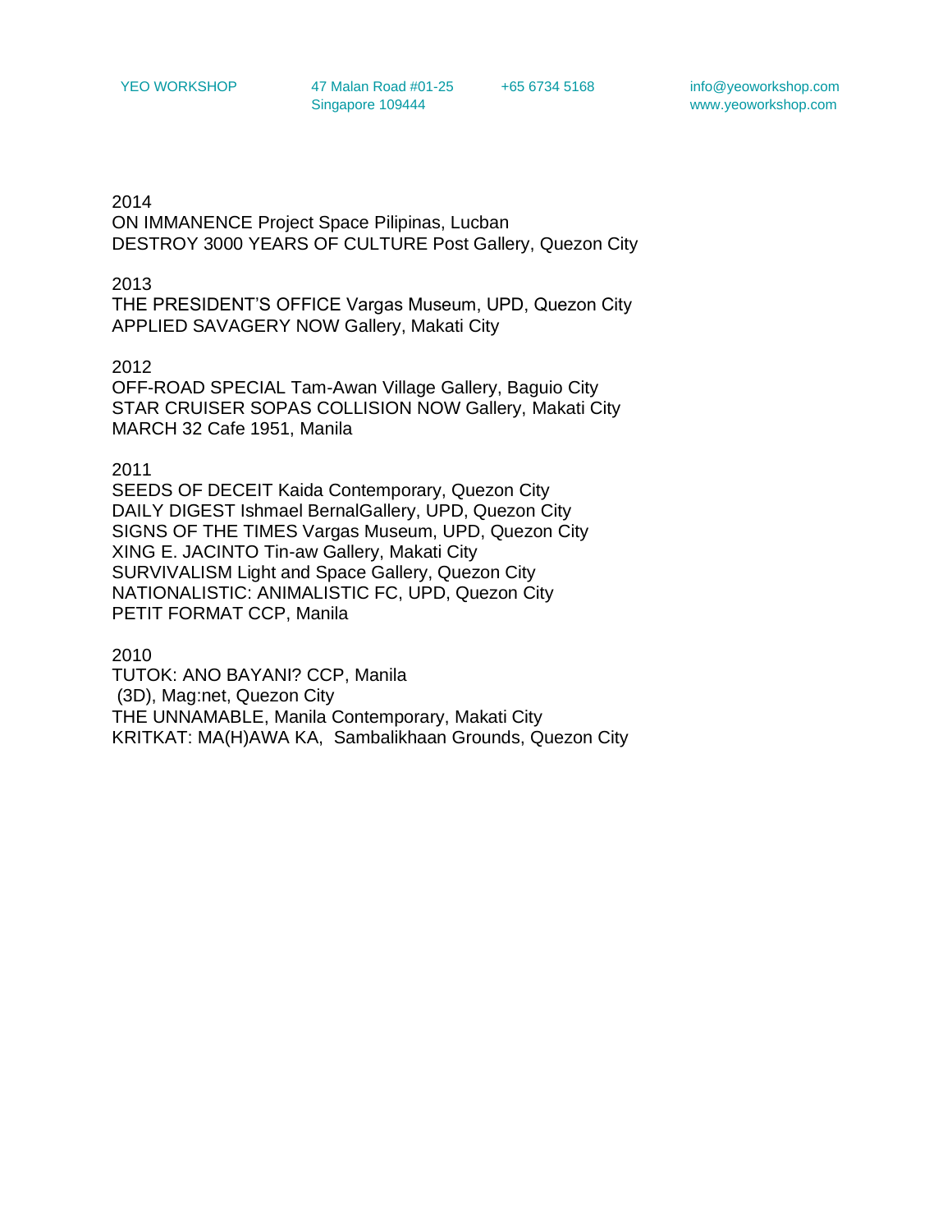2014

ON IMMANENCE Project Space Pilipinas, Lucban
DESTROY 3000 YEARS OF CULTURE Post Gallery, Quezon City

2013

THE PRESIDENT'S OFFICE Vargas Museum, UPD, Quezon City
APPLIED SAVAGERY NOW Gallery, Makati City

2012

OFF-ROAD SPECIAL Tam-Awan Village Gallery, Baguio City
STAR CRUISER SOPAS COLLISION NOW Gallery, Makati City
MARCH 32 Cafe 1951, Manila

2011

SEEDS OF DECEIT Kaida Contemporary, Quezon City
DAILY DIGEST Ishmael BernalGallery, UPD, Quezon City
SIGNS OF THE TIMES Vargas Museum, UPD, Quezon City
XING E. JACINTO Tin-aw Gallery, Makati City
SURVIVALISM Light and Space Gallery, Quezon City
NATIONALISTIC: ANIMALISTIC FC, UPD, Quezon City
PETIT FORMAT CCP, Manila

2010

TUTOK: ANO BAYANI? CCP, Manila
(3D), Mag:net, Quezon City
THE UNNAMABLE, Manila Contemporary, Makati City
KRITKAT: MA(H)AWA KA, Sambalikhaan Grounds, Quezon City